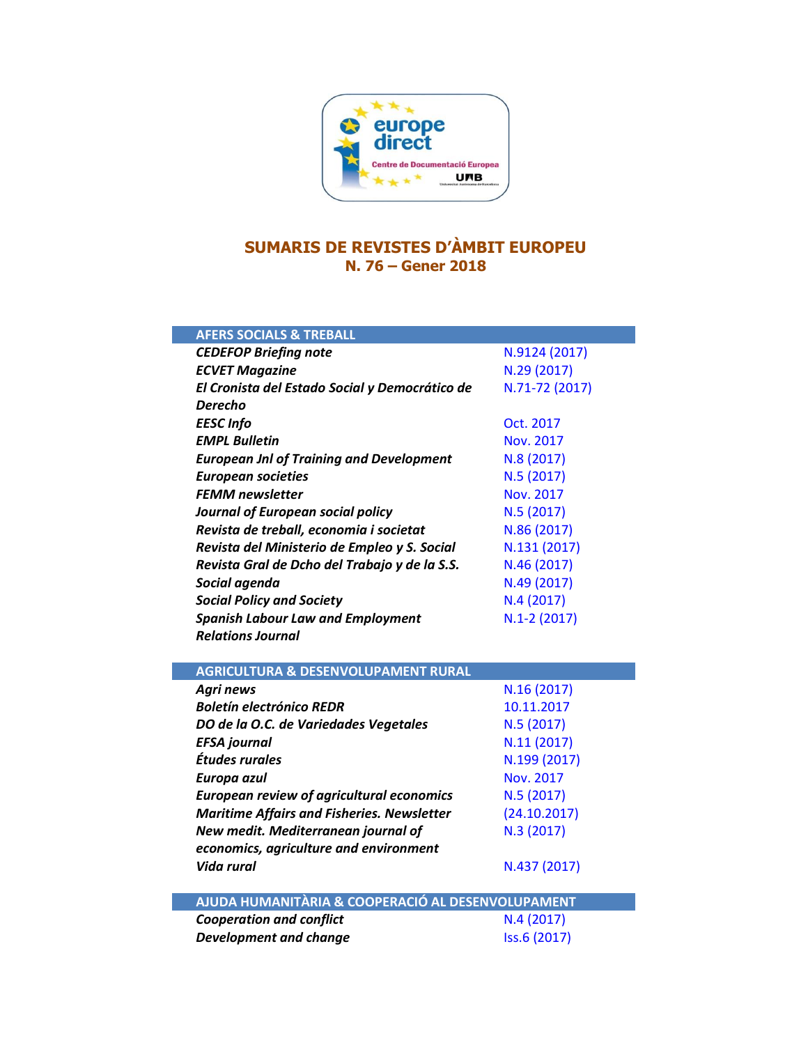# SUMARIS DE REVISTES D'ÀMBIT EUROPEU

## N. 76 – Gener 2018

| AFERS SOCIALS & TREBALL | |
|---|---|
| ***CEDEFOP Briefing note*** | N.9124 (2017) |
| ***ECVET Magazine*** | N.29 (2017) |
| ***El Cronista del Estado Social y Democrático de Derecho*** | N.71-72 (2017) |
| ***EESC Info*** | Oct. 2017 |
| ***EMPL Bulletin*** | Nov. 2017 |
| ***European Jnl of Training and Development*** | N.8 (2017) |
| ***European societies*** | N.5 (2017) |
| ***FEMM newsletter*** | Nov. 2017 |
| ***Journal of European social policy*** | N.5 (2017) |
| ***Revista de treball, economia i societat*** | N.86 (2017) |
| ***Revista del Ministerio de Empleo y S. Social*** | N.131 (2017) |
| ***Revista Gral de Dcho del Trabajo y de la S.S.*** | N.46 (2017) |
| ***Social agenda*** | N.49 (2017) |
| ***Social Policy and Society*** | N.4 (2017) |
| ***Spanish Labour Law and Employment Relations Journal*** | N.1-2 (2017) |

| AGRICULTURA & DESENVOLUPAMENT RURAL | |
|---|---|
| ***Agri news*** | N.16 (2017) |
| ***Boletín electrónico REDR*** | 10.11.2017 |
| ***DO de la O.C. de Variedades Vegetales*** | N.5 (2017) |
| ***EFSA journal*** | N.11 (2017) |
| ***Études rurales*** | N.199 (2017) |
| ***Europa azul*** | Nov. 2017 |
| ***European review of agricultural economics*** | N.5 (2017) |
| ***Maritime Affairs and Fisheries. Newsletter*** | (24.10.2017) |
| ***New medit. Mediterranean journal of economics, agriculture and environment*** | N.3 (2017) |
| ***Vida rural*** | N.437 (2017) |

| AJUDA HUMANITÀRIA & COOPERACIÓ AL DESENVOLUPAMENT | |
|---|---|
| ***Cooperation and conflict*** | N.4 (2017) |
| ***Development and change*** | Iss.6 (2017) |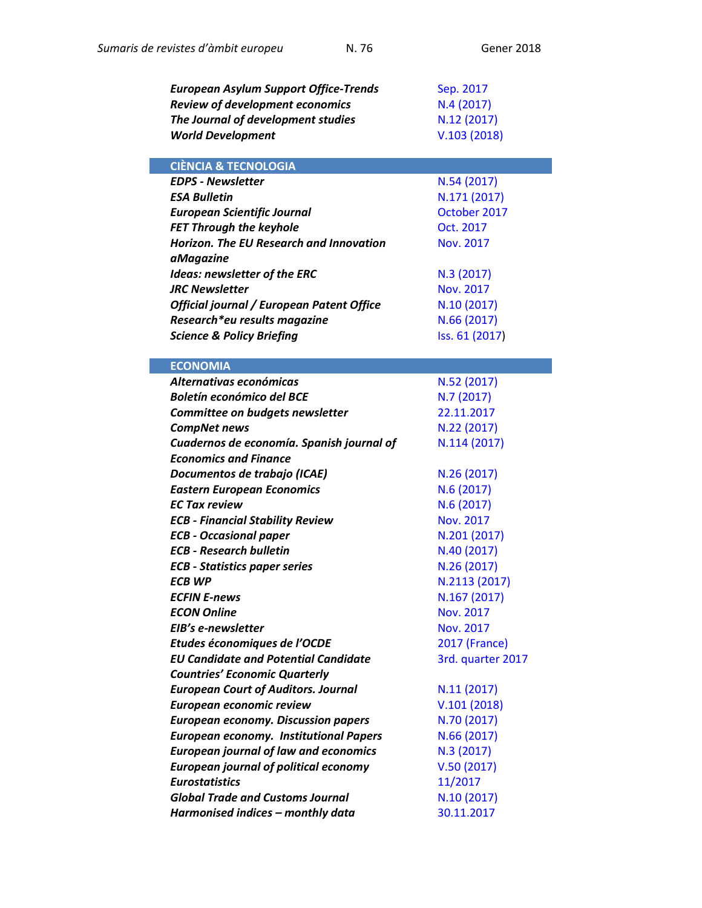| | |
|---|---|
| ***European Asylum Support Office-Trends*** | Sep. 2017 |
| ***Review of development economics*** | N.4 (2017) |
| ***The Journal of development studies*** | N.12 (2017) |
| ***World Development*** | V.103 (2018) |

## CIÈNCIA & TECNOLOGIA

| | |
|---|---|
| ***EDPS - Newsletter*** | N.54 (2017) |
| ***ESA Bulletin*** | N.171 (2017) |
| ***European Scientific Journal*** | October 2017 |
| ***FET Through the keyhole*** | Oct. 2017 |
| ***Horizon. The EU Research and Innovation aMagazine*** | Nov. 2017 |
| ***Ideas: newsletter of the ERC*** | N.3 (2017) |
| ***JRC Newsletter*** | Nov. 2017 |
| ***Official journal / European Patent Office*** | N.10 (2017) |
| ***Research*eu results magazine*** | N.66 (2017) |
| ***Science & Policy Briefing*** | Iss. 61 (2017) |

## ECONOMIA

| | |
|---|---|
| ***Alternativas económicas*** | N.52 (2017) |
| ***Boletín económico del BCE*** | N.7 (2017) |
| ***Committee on budgets newsletter*** | 22.11.2017 |
| ***CompNet news*** | N.22 (2017) |
| ***Cuadernos de economía. Spanish journal of Economics and Finance*** | N.114 (2017) |
| ***Documentos de trabajo (ICAE)*** | N.26 (2017) |
| ***Eastern European Economics*** | N.6 (2017) |
| ***EC Tax review*** | N.6 (2017) |
| ***ECB - Financial Stability Review*** | Nov. 2017 |
| ***ECB - Occasional paper*** | N.201 (2017) |
| ***ECB - Research bulletin*** | N.40 (2017) |
| ***ECB - Statistics paper series*** | N.26 (2017) |
| ***ECB WP*** | N.2113 (2017) |
| ***ECFIN E-news*** | N.167 (2017) |
| ***ECON Online*** | Nov. 2017 |
| ***EIB's e-newsletter*** | Nov. 2017 |
| ***Etudes économiques de l'OCDE*** | 2017 (France) |
| ***EU Candidate and Potential Candidate Countries' Economic Quarterly*** | 3rd. quarter 2017 |
| ***European Court of Auditors. Journal*** | N.11 (2017) |
| ***European economic review*** | V.101 (2018) |
| ***European economy. Discussion papers*** | N.70 (2017) |
| ***European economy. Institutional Papers*** | N.66 (2017) |
| ***European journal of law and economics*** | N.3 (2017) |
| ***European journal of political economy*** | V.50 (2017) |
| ***Eurostatistics*** | 11/2017 |
| ***Global Trade and Customs Journal*** | N.10 (2017) |
| ***Harmonised indices – monthly data*** | 30.11.2017 |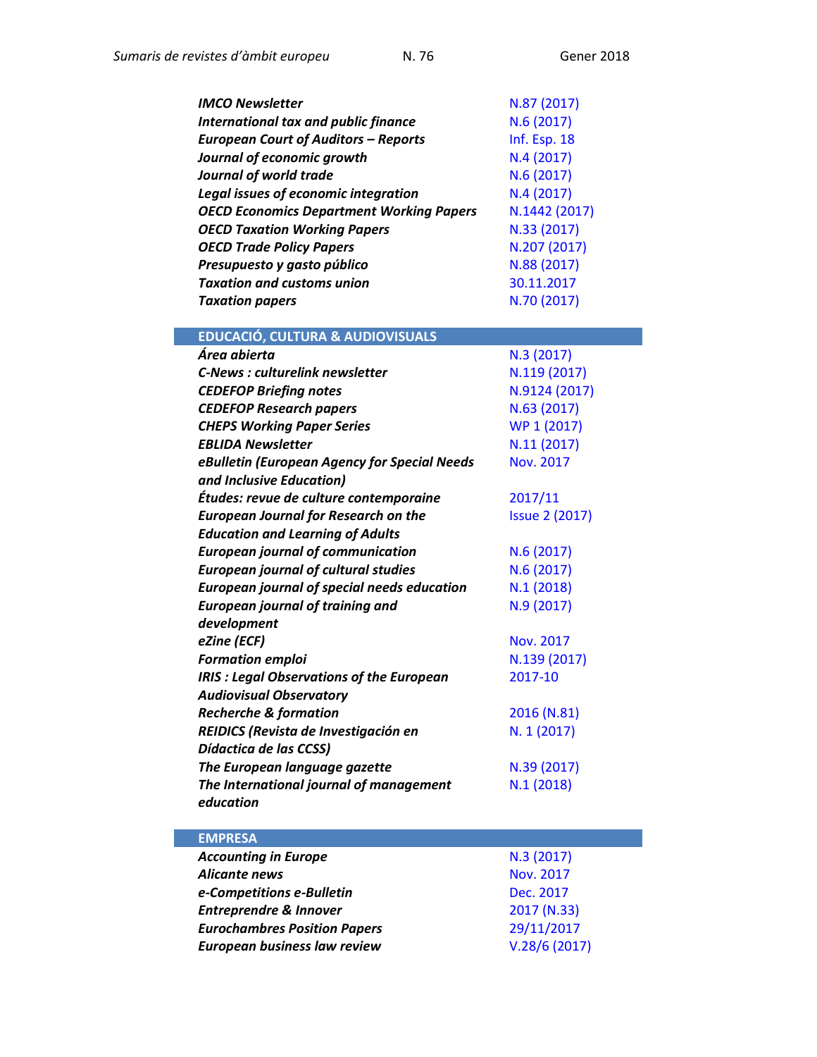| | |
|---|---|
| ***IMCO Newsletter*** | N.87 (2017) |
| ***International tax and public finance*** | N.6 (2017) |
| ***European Court of Auditors – Reports*** | Inf. Esp. 18 |
| ***Journal of economic growth*** | N.4 (2017) |
| ***Journal of world trade*** | N.6 (2017) |
| ***Legal issues of economic integration*** | N.4 (2017) |
| ***OECD Economics Department Working Papers*** | N.1442 (2017) |
| ***OECD Taxation Working Papers*** | N.33 (2017) |
| ***OECD Trade Policy Papers*** | N.207 (2017) |
| ***Presupuesto y gasto público*** | N.88 (2017) |
| ***Taxation and customs union*** | 30.11.2017 |
| ***Taxation papers*** | N.70 (2017) |

## EDUCACIÓ, CULTURA & AUDIOVISUALS

| | |
|---|---|
| ***Área abierta*** | N.3 (2017) |
| ***C-News : culturelink newsletter*** | N.119 (2017) |
| ***CEDEFOP Briefing notes*** | N.9124 (2017) |
| ***CEDEFOP Research papers*** | N.63 (2017) |
| ***CHEPS Working Paper Series*** | WP 1 (2017) |
| ***EBLIDA Newsletter*** | N.11 (2017) |
| ***eBulletin (European Agency for Special Needs and Inclusive Education)*** | Nov. 2017 |
| ***Études: revue de culture contemporaine*** | 2017/11 |
| ***European Journal for Research on the Education and Learning of Adults*** | Issue 2 (2017) |
| ***European journal of communication*** | N.6 (2017) |
| ***European journal of cultural studies*** | N.6 (2017) |
| ***European journal of special needs education*** | N.1 (2018) |
| ***European journal of training and development*** | N.9 (2017) |
| ***eZine (ECF)*** | Nov. 2017 |
| ***Formation emploi*** | N.139 (2017) |
| ***IRIS : Legal Observations of the European Audiovisual Observatory*** | 2017-10 |
| ***Recherche & formation*** | 2016 (N.81) |
| ***REIDICS (Revista de Investigación en Dídactica de las CCSS)*** | N. 1 (2017) |
| ***The European language gazette*** | N.39 (2017) |
| ***The International journal of management education*** | N.1 (2018) |

## EMPRESA

| | |
|---|---|
| ***Accounting in Europe*** | N.3 (2017) |
| ***Alicante news*** | Nov. 2017 |
| ***e-Competitions e-Bulletin*** | Dec. 2017 |
| ***Entreprendre & Innover*** | 2017 (N.33) |
| ***Eurochambres Position Papers*** | 29/11/2017 |
| ***European business law review*** | V.28/6 (2017) |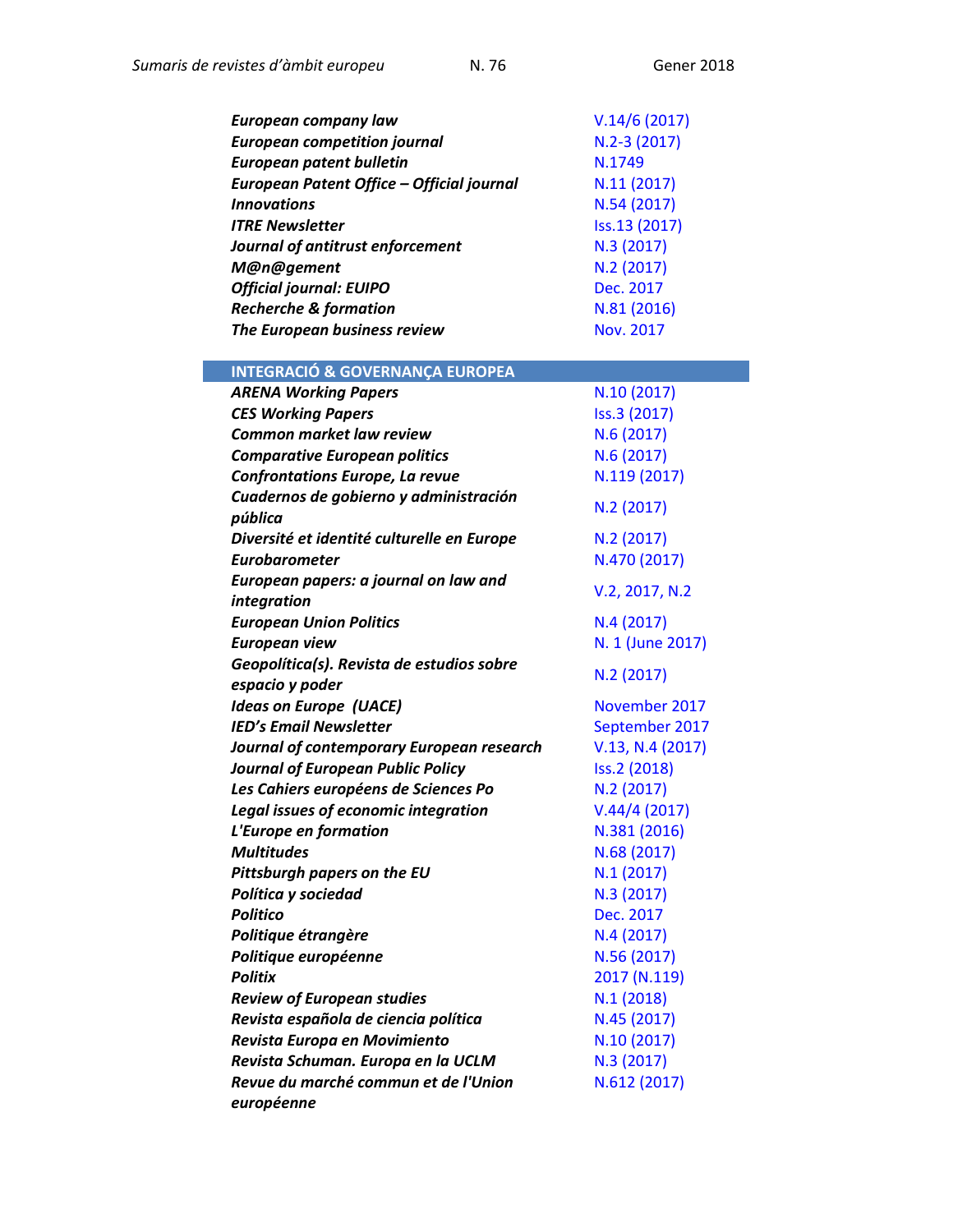| | |
|---|---|
| ***European company law*** | V.14/6 (2017) |
| ***European competition journal*** | N.2-3 (2017) |
| ***European patent bulletin*** | N.1749 |
| ***European Patent Office – Official journal*** | N.11 (2017) |
| ***Innovations*** | N.54 (2017) |
| ***ITRE Newsletter*** | Iss.13 (2017) |
| ***Journal of antitrust enforcement*** | N.3 (2017) |
| ***M@n@gement*** | N.2 (2017) |
| ***Official journal: EUIPO*** | Dec. 2017 |
| ***Recherche & formation*** | N.81 (2016) |
| ***The European business review*** | Nov. 2017 |

## INTEGRACIÓ & GOVERNANÇA EUROPEA

| | |
|---|---|
| ***ARENA Working Papers*** | N.10 (2017) |
| ***CES Working Papers*** | Iss.3 (2017) |
| ***Common market law review*** | N.6 (2017) |
| ***Comparative European politics*** | N.6 (2017) |
| ***Confrontations Europe, La revue*** | N.119 (2017) |
| ***Cuadernos de gobierno y administración pública*** | N.2 (2017) |
| ***Diversité et identité culturelle en Europe*** | N.2 (2017) |
| ***Eurobarometer*** | N.470 (2017) |
| ***European papers: a journal on law and integration*** | V.2, 2017, N.2 |
| ***European Union Politics*** | N.4 (2017) |
| ***European view*** | N. 1 (June 2017) |
| ***Geopolítica(s). Revista de estudios sobre espacio y poder*** | N.2 (2017) |
| ***Ideas on Europe (UACE)*** | November 2017 |
| ***IED's Email Newsletter*** | September 2017 |
| ***Journal of contemporary European research*** | V.13, N.4 (2017) |
| ***Journal of European Public Policy*** | Iss.2 (2018) |
| ***Les Cahiers européens de Sciences Po*** | N.2 (2017) |
| ***Legal issues of economic integration*** | V.44/4 (2017) |
| ***L'Europe en formation*** | N.381 (2016) |
| ***Multitudes*** | N.68 (2017) |
| ***Pittsburgh papers on the EU*** | N.1 (2017) |
| ***Política y sociedad*** | N.3 (2017) |
| ***Politico*** | Dec. 2017 |
| ***Politique étrangère*** | N.4 (2017) |
| ***Politique européenne*** | N.56 (2017) |
| ***Politix*** | 2017 (N.119) |
| ***Review of European studies*** | N.1 (2018) |
| ***Revista española de ciencia política*** | N.45 (2017) |
| ***Revista Europa en Movimiento*** | N.10 (2017) |
| ***Revista Schuman. Europa en la UCLM*** | N.3 (2017) |
| ***Revue du marché commun et de l'Union européenne*** | N.612 (2017) |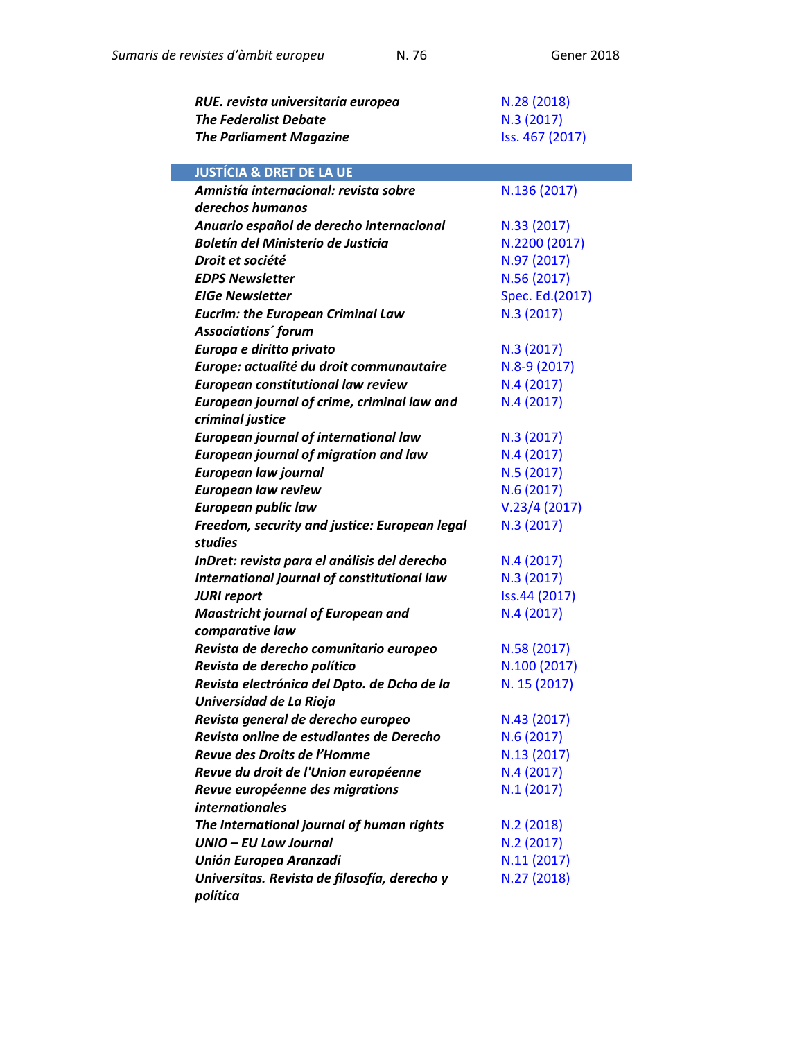| | |
|---|---|
| ***RUE. revista universitaria europea*** | N.28 (2018) |
| ***The Federalist Debate*** | N.3 (2017) |
| ***The Parliament Magazine*** | Iss. 467 (2017) |

## JUSTÍCIA & DRET DE LA UE

| | |
|---|---|
| ***Amnistía internacional: revista sobre derechos humanos*** | N.136 (2017) |
| ***Anuario español de derecho internacional*** | N.33 (2017) |
| ***Boletín del Ministerio de Justicia*** | N.2200 (2017) |
| ***Droit et société*** | N.97 (2017) |
| ***EDPS Newsletter*** | N.56 (2017) |
| ***EIGe Newsletter*** | Spec. Ed.(2017) |
| ***Eucrim: the European Criminal Law Associations´ forum*** | N.3 (2017) |
| ***Europa e diritto privato*** | N.3 (2017) |
| ***Europe: actualité du droit communautaire*** | N.8-9 (2017) |
| ***European constitutional law review*** | N.4 (2017) |
| ***European journal of crime, criminal law and criminal justice*** | N.4 (2017) |
| ***European journal of international law*** | N.3 (2017) |
| ***European journal of migration and law*** | N.4 (2017) |
| ***European law journal*** | N.5 (2017) |
| ***European law review*** | N.6 (2017) |
| ***European public law*** | V.23/4 (2017) |
| ***Freedom, security and justice: European legal studies*** | N.3 (2017) |
| ***InDret: revista para el análisis del derecho*** | N.4 (2017) |
| ***International journal of constitutional law*** | N.3 (2017) |
| ***JURI report*** | Iss.44 (2017) |
| ***Maastricht journal of European and comparative law*** | N.4 (2017) |
| ***Revista de derecho comunitario europeo*** | N.58 (2017) |
| ***Revista de derecho político*** | N.100 (2017) |
| ***Revista electrónica del Dpto. de Dcho de la Universidad de La Rioja*** | N. 15 (2017) |
| ***Revista general de derecho europeo*** | N.43 (2017) |
| ***Revista online de estudiantes de Derecho*** | N.6 (2017) |
| ***Revue des Droits de l'Homme*** | N.13 (2017) |
| ***Revue du droit de l'Union européenne*** | N.4 (2017) |
| ***Revue européenne des migrations internationales*** | N.1 (2017) |
| ***The International journal of human rights*** | N.2 (2018) |
| ***UNIO – EU Law Journal*** | N.2 (2017) |
| ***Unión Europea Aranzadi*** | N.11 (2017) |
| ***Universitas. Revista de filosofía, derecho y política*** | N.27 (2018) |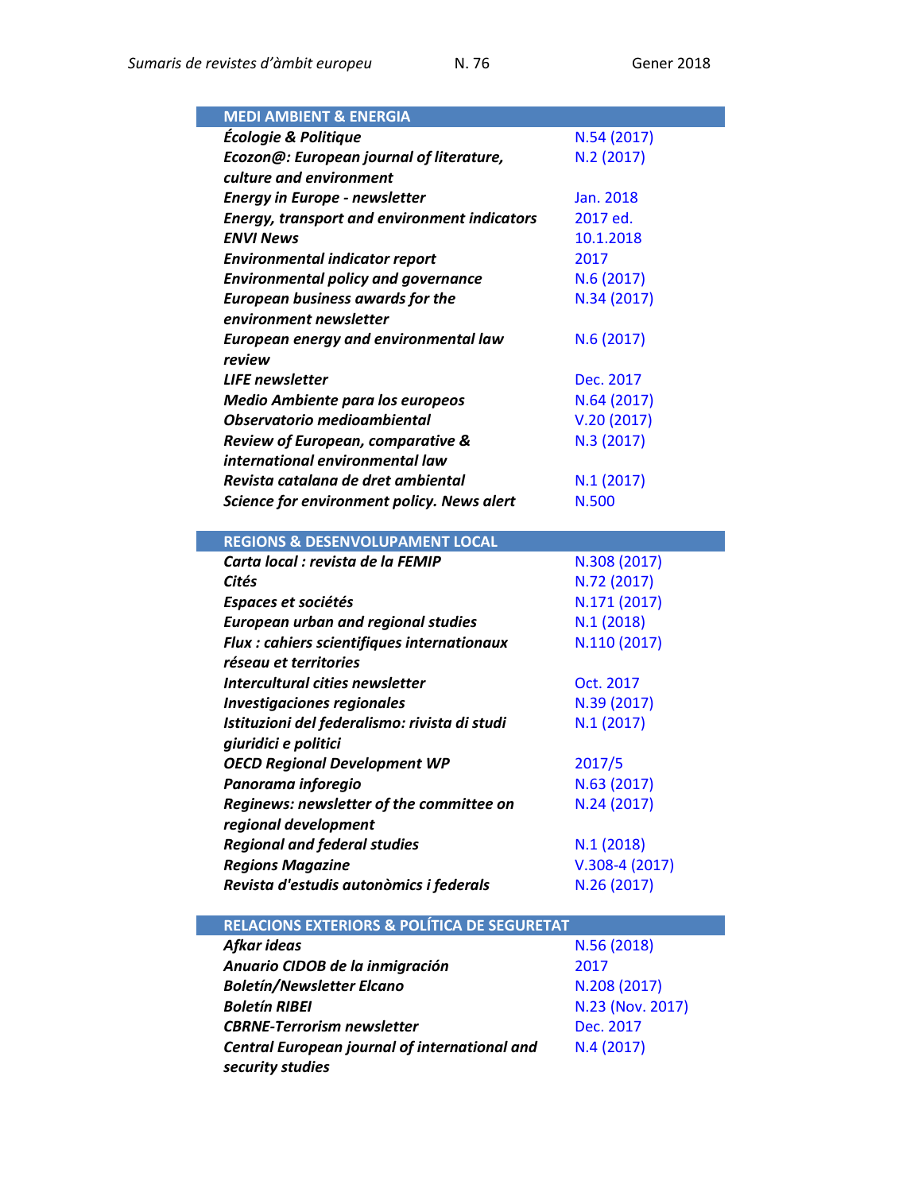| MEDI AMBIENT & ENERGIA | |
|---|---|
| ***Écologie & Politique*** | N.54 (2017) |
| ***Ecozon@: European journal of literature, culture and environment*** | N.2 (2017) |
| ***Energy in Europe - newsletter*** | Jan. 2018 |
| ***Energy, transport and environment indicators*** | 2017 ed. |
| ***ENVI News*** | 10.1.2018 |
| ***Environmental indicator report*** | 2017 |
| ***Environmental policy and governance*** | N.6 (2017) |
| ***European business awards for the environment newsletter*** | N.34 (2017) |
| ***European energy and environmental law review*** | N.6 (2017) |
| ***LIFE newsletter*** | Dec. 2017 |
| ***Medio Ambiente para los europeos*** | N.64 (2017) |
| ***Observatorio medioambiental*** | V.20 (2017) |
| ***Review of European, comparative & international environmental law*** | N.3 (2017) |
| ***Revista catalana de dret ambiental*** | N.1 (2017) |
| ***Science for environment policy. News alert*** | N.500 |

| REGIONS & DESENVOLUPAMENT LOCAL | |
|---|---|
| ***Carta local : revista de la FEMIP*** | N.308 (2017) |
| ***Cités*** | N.72 (2017) |
| ***Espaces et sociétés*** | N.171 (2017) |
| ***European urban and regional studies*** | N.1 (2018) |
| ***Flux : cahiers scientifiques internationaux réseau et territories*** | N.110 (2017) |
| ***Intercultural cities newsletter*** | Oct. 2017 |
| ***Investigaciones regionales*** | N.39 (2017) |
| ***Istituzioni del federalismo: rivista di studi giuridici e politici*** | N.1 (2017) |
| ***OECD Regional Development WP*** | 2017/5 |
| ***Panorama inforegio*** | N.63 (2017) |
| ***Reginews: newsletter of the committee on regional development*** | N.24 (2017) |
| ***Regional and federal studies*** | N.1 (2018) |
| ***Regions Magazine*** | V.308-4 (2017) |
| ***Revista d'estudis autonòmics i federals*** | N.26 (2017) |

| RELACIONS EXTERIORS & POLÍTICA DE SEGURETAT | |
|---|---|
| ***Afkar ideas*** | N.56 (2018) |
| ***Anuario CIDOB de la inmigración*** | 2017 |
| ***Boletín/Newsletter Elcano*** | N.208 (2017) |
| ***Boletín RIBEI*** | N.23 (Nov. 2017) |
| ***CBRNE-Terrorism newsletter*** | Dec. 2017 |
| ***Central European journal of international and security studies*** | N.4 (2017) |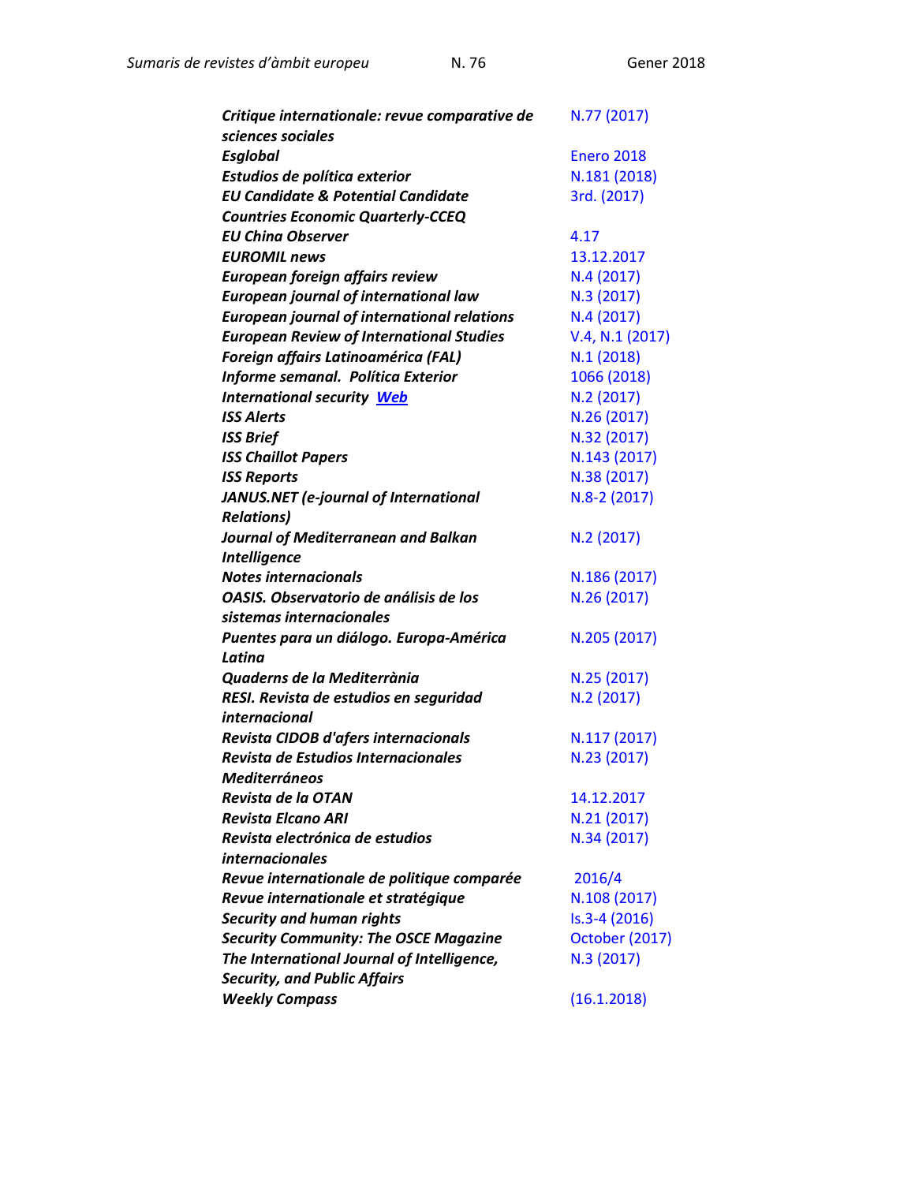| | |
|---|---|
| ***Critique internationale: revue comparative de sciences sociales*** | N.77 (2017) |
| ***Esglobal*** | Enero 2018 |
| ***Estudios de política exterior*** | N.181 (2018) |
| ***EU Candidate & Potential Candidate Countries Economic Quarterly-CCEQ*** | 3rd. (2017) |
| ***EU China Observer*** | 4.17 |
| ***EUROMIL news*** | 13.12.2017 |
| ***European foreign affairs review*** | N.4 (2017) |
| ***European journal of international law*** | N.3 (2017) |
| ***European journal of international relations*** | N.4 (2017) |
| ***European Review of International Studies*** | V.4, N.1 (2017) |
| ***Foreign affairs Latinoamérica (FAL)*** | N.1 (2018) |
| ***Informe semanal. Política Exterior*** | 1066 (2018) |
| ***International security*** ***Web*** | N.2 (2017) |
| ***ISS Alerts*** | N.26 (2017) |
| ***ISS Brief*** | N.32 (2017) |
| ***ISS Chaillot Papers*** | N.143 (2017) |
| ***ISS Reports*** | N.38 (2017) |
| ***JANUS.NET (e-journal of International Relations)*** | N.8-2 (2017) |
| ***Journal of Mediterranean and Balkan Intelligence*** | N.2 (2017) |
| ***Notes internacionals*** | N.186 (2017) |
| ***OASIS. Observatorio de análisis de los sistemas internacionales*** | N.26 (2017) |
| ***Puentes para un diálogo. Europa-América Latina*** | N.205 (2017) |
| ***Quaderns de la Mediterrània*** | N.25 (2017) |
| ***RESI. Revista de estudios en seguridad internacional*** | N.2 (2017) |
| ***Revista CIDOB d'afers internacionals*** | N.117 (2017) |
| ***Revista de Estudios Internacionales Mediterráneos*** | N.23 (2017) |
| ***Revista de la OTAN*** | 14.12.2017 |
| ***Revista Elcano ARI*** | N.21 (2017) |
| ***Revista electrónica de estudios internacionales*** | N.34 (2017) |
| ***Revue internationale de politique comparée*** | 2016/4 |
| ***Revue internationale et stratégique*** | N.108 (2017) |
| ***Security and human rights*** | Is.3-4 (2016) |
| ***Security Community: The OSCE Magazine*** | October (2017) |
| ***The International Journal of Intelligence, Security, and Public Affairs*** | N.3 (2017) |
| ***Weekly Compass*** | (16.1.2018) |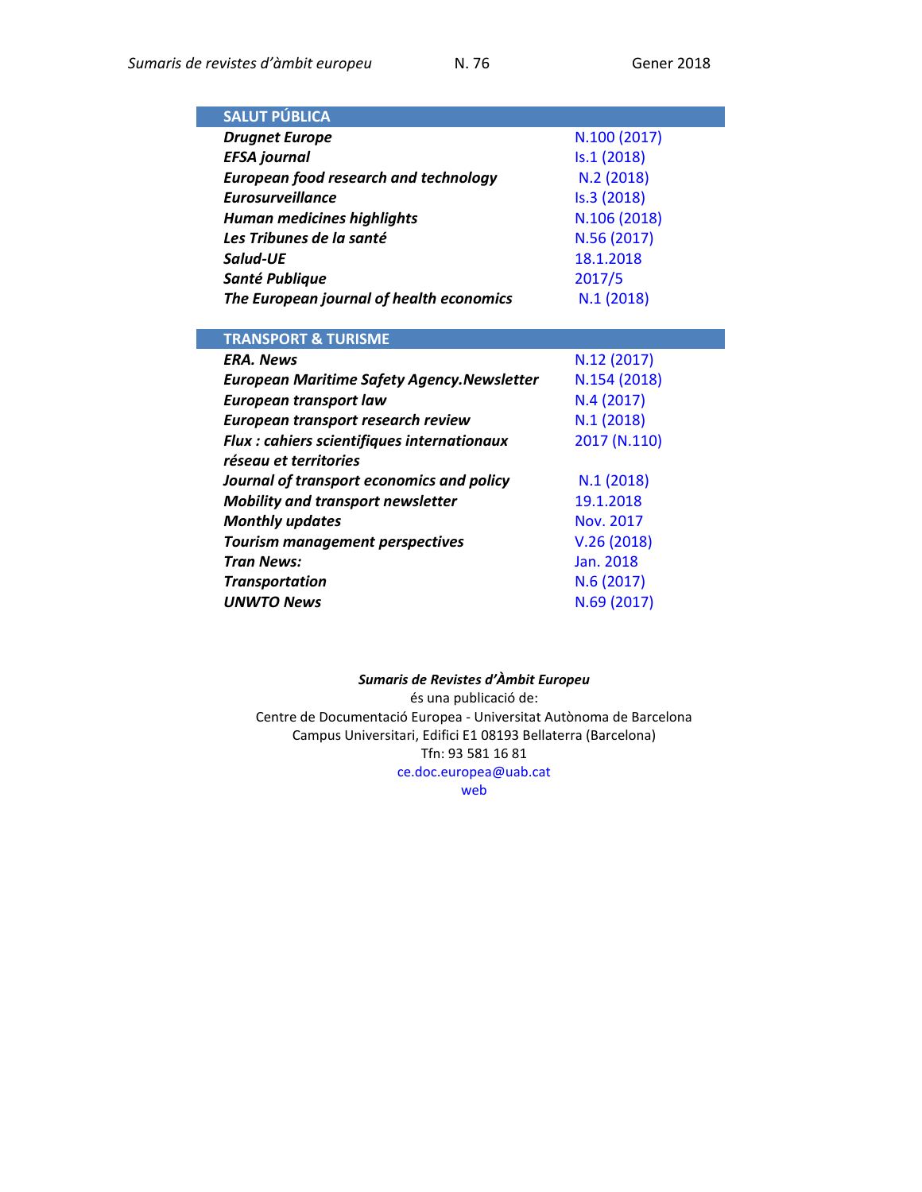| SALUT PÚBLICA | |
|---|---|
| ***Drugnet Europe*** | N.100 (2017) |
| ***EFSA journal*** | Is.1 (2018) |
| ***European food research and technology*** | N.2 (2018) |
| ***Eurosurveillance*** | Is.3 (2018) |
| ***Human medicines highlights*** | N.106 (2018) |
| ***Les Tribunes de la santé*** | N.56 (2017) |
| ***Salud-UE*** | 18.1.2018 |
| ***Santé Publique*** | 2017/5 |
| ***The European journal of health economics*** | N.1 (2018) |

| TRANSPORT & TURISME | |
|---|---|
| ***ERA. News*** | N.12 (2017) |
| ***European Maritime Safety Agency.Newsletter*** | N.154 (2018) |
| ***European transport law*** | N.4 (2017) |
| ***European transport research review*** | N.1 (2018) |
| ***Flux : cahiers scientifiques internationaux réseau et territories*** | 2017 (N.110) |
| ***Journal of transport economics and policy*** | N.1 (2018) |
| ***Mobility and transport newsletter*** | 19.1.2018 |
| ***Monthly updates*** | Nov. 2017 |
| ***Tourism management perspectives*** | V.26 (2018) |
| ***Tran News:*** | Jan. 2018 |
| ***Transportation*** | N.6 (2017) |
| ***UNWTO News*** | N.69 (2017) |

***Sumaris de Revistes d'Àmbit Europeu***
és una publicació de:
Centre de Documentació Europea - Universitat Autònoma de Barcelona
Campus Universitari, Edifici E1 08193 Bellaterra (Barcelona)
Tfn: 93 581 16 81
ce.doc.europea@uab.cat
web